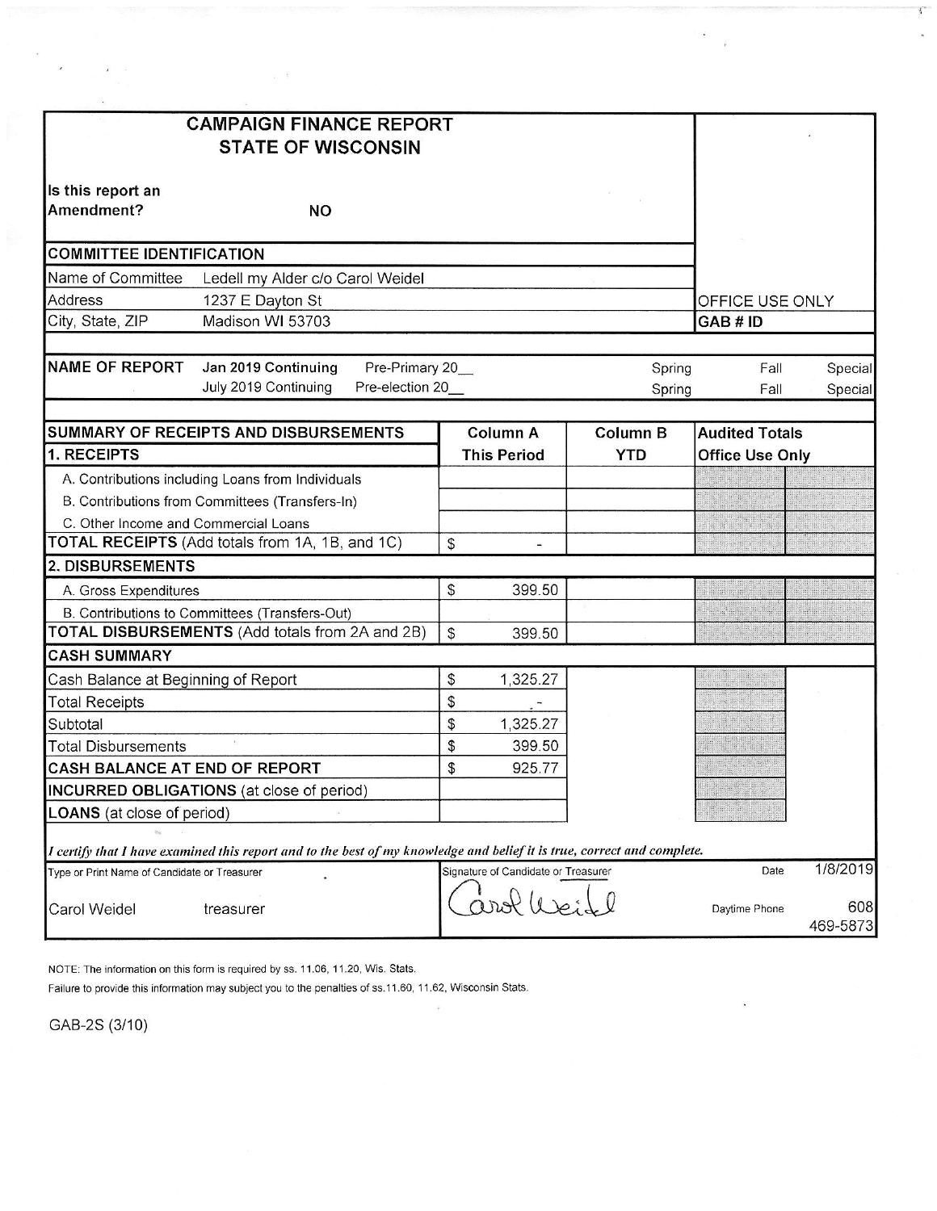# CAMPAIGN FINANCE REPORT
## STATE OF WISCONSIN

**Is this report an Amendment?** **NO**

| COMMITTEE IDENTIFICATION | | |
|---|---|---|
| Name of Committee | Ledell my Alder c/o Carol Weidel | |
| Address | 1237 E Dayton St | OFFICE USE ONLY |
| City, State, ZIP | Madison WI 53703 | **GAB # ID** |

| NAME OF REPORT | | | | |
|---|---|---|---|---|
| **Jan 2019 Continuing** | Pre-Primary 20__ | Spring | Fall | Special |
| July 2019 Continuing | Pre-election 20__ | Spring | Fall | Special |

| SUMMARY OF RECEIPTS AND DISBURSEMENTS | Column A | Column B | Audited Totals |
|---|---|---|---|
| **1. RECEIPTS** | **This Period** | **YTD** | **Office Use Only** |
| A. Contributions including Loans from Individuals | | | |
| B. Contributions from Committees (Transfers-In) | | | |
| C. Other Income and Commercial Loans | | | |
| **TOTAL RECEIPTS** (Add totals from 1A, 1B, and 1C) | $ - | | |
| **2. DISBURSEMENTS** | | | |
| A. Gross Expenditures | $ 399.50 | | |
| B. Contributions to Committees (Transfers-Out) | | | |
| **TOTAL DISBURSEMENTS** (Add totals from 2A and 2B) | $ 399.50 | | |
| **CASH SUMMARY** | | | |
| Cash Balance at Beginning of Report | $ 1,325.27 | | |
| Total Receipts | $ - | | |
| Subtotal | $ 1,325.27 | | |
| Total Disbursements | $ 399.50 | | |
| **CASH BALANCE AT END OF REPORT** | $ 925.77 | | |
| **INCURRED OBLIGATIONS** (at close of period) | | | |
| **LOANS** (at close of period) | | | |

*I certify that I have examined this report and to the best of my knowledge and belief it is true, correct and complete.*

| Type or Print Name of Candidate or Treasurer | Signature of Candidate or Treasurer | Date | 1/8/2019 |
|---|---|---|---|
| Carol Weidel treasurer | Carol Weidel | Daytime Phone | 608 469-5873 |

NOTE: The information on this form is required by ss. 11.06, 11.20, Wis. Stats.

Failure to provide this information may subject you to the penalties of ss.11.60, 11.62, Wisconsin Stats.

GAB-2S (3/10)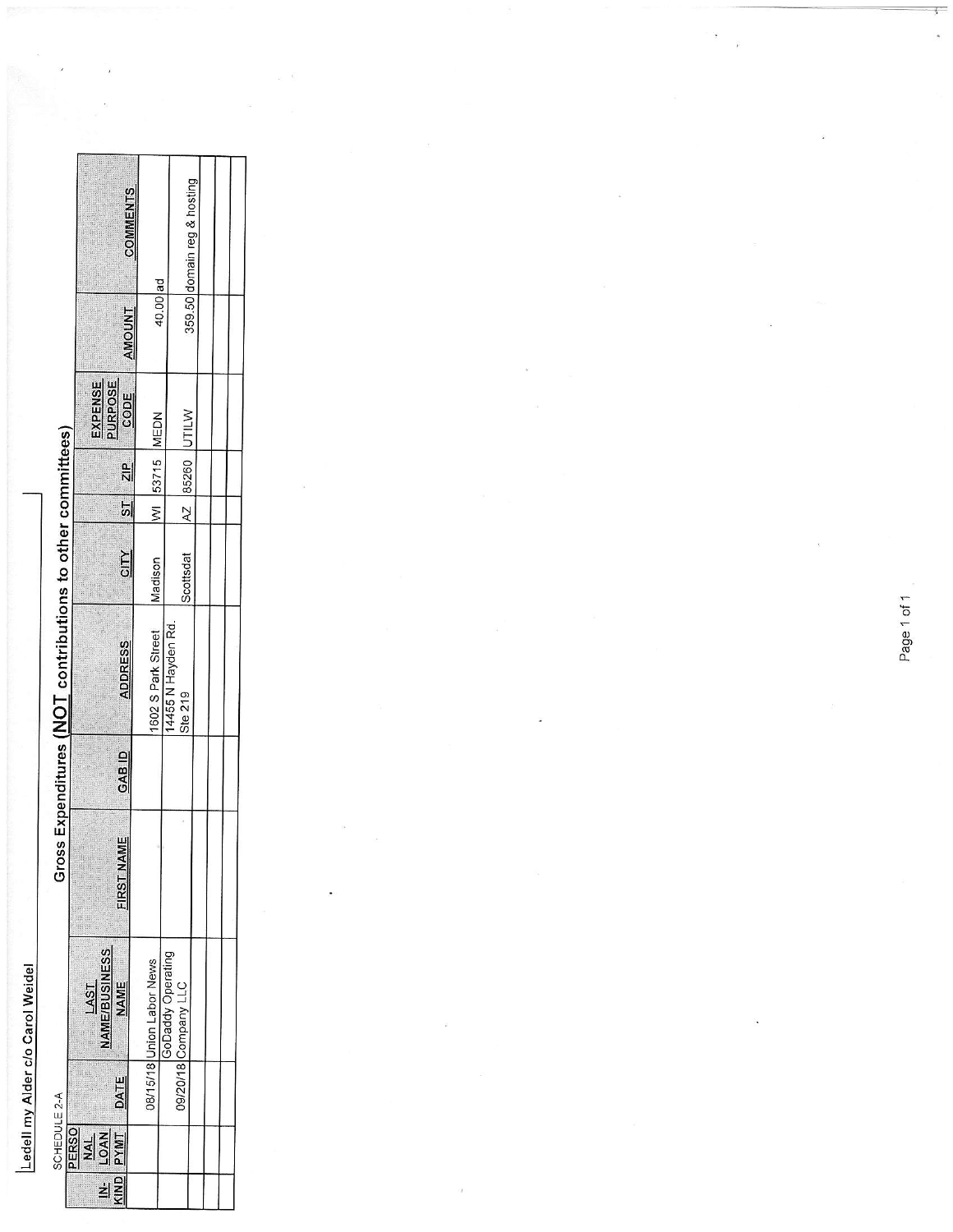Ledell my Alder c/o Carol Weidel

SCHEDULE 2-A

## Gross Expenditures (**NOT** contributions to other committees)

| IN-KIND | PERSONAL LOAN PYMT | DATE | LAST NAME/BUSINESS NAME | FIRST NAME | GAB ID | ADDRESS | CITY | ST | ZIP | EXPENSE PURPOSE CODE | AMOUNT | COMMENTS |
|---|---|---|---|---|---|---|---|---|---|---|---|---|
| | | 08/15/18 | Union Labor News | | | 1602 S Park Street | Madison | WI | 53715 | MEDN | 40.00 | ad |
| | | 09/20/18 | GoDaddy Operating Company LLC | | | 14455 N Hayden Rd. Ste 219 | Scottsdat | AZ | 85260 | UTILW | 359.50 | domain reg & hosting |
| | | | | | | | | | | | | |
| | | | | | | | | | | | | |
| | | | | | | | | | | | | |